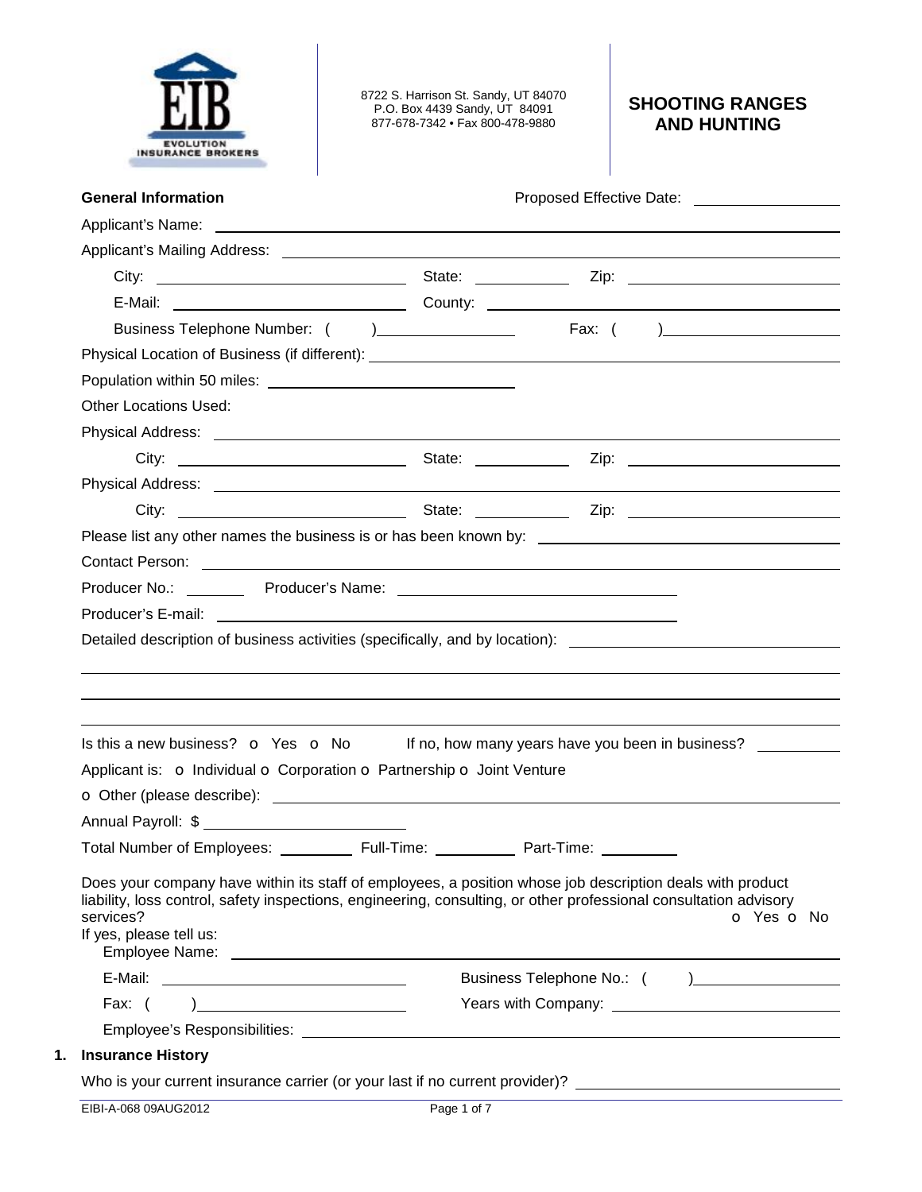EIB
EVOLUTION INSURANCE BROKERS

8722 S. Harrison St. Sandy, UT 84070
P.O. Box 4439 Sandy, UT 84091
877-678-7342 • Fax 800-478-9880

# SHOOTING RANGES AND HUNTING

**General Information** Proposed Effective Date: ________________

Applicant's Name: ________________

Applicant's Mailing Address: ________________

City: ________________ State: ________ Zip: ________________

E-Mail: ________________ County: ________________

Business Telephone Number: ( ) ________________ Fax: ( ) ________________

Physical Location of Business (if different): ________________

Population within 50 miles: ________________

Other Locations Used:

Physical Address: ________________

City: ________________ State: ________ Zip: ________________

Physical Address: ________________

City: ________________ State: ________ Zip: ________________

Please list any other names the business is or has been known by: ________________

Contact Person: ________________

Producer No.: ________ Producer's Name: ________________

Producer's E-mail: ________________

Detailed description of business activities (specifically, and by location): ________________

________________

________________

________________

Is this a new business? o Yes o No If no, how many years have you been in business? ________

Applicant is: o Individual o Corporation o Partnership o Joint Venture

o Other (please describe): ________________

Annual Payroll: $ ________________

Total Number of Employees: ________ Full-Time: ________ Part-Time: ________

Does your company have within its staff of employees, a position whose job description deals with product liability, loss control, safety inspections, engineering, consulting, or other professional consultation advisory services? o Yes o No

If yes, please tell us:

Employee Name: ________________

E-Mail: ________________ Business Telephone No.: ( ) ________________

Fax: ( ) ________________ Years with Company: ________________

Employee's Responsibilities: ________________

1. **Insurance History**

Who is your current insurance carrier (or your last if no current provider)? ________________

EIBI-A-068 09AUG2012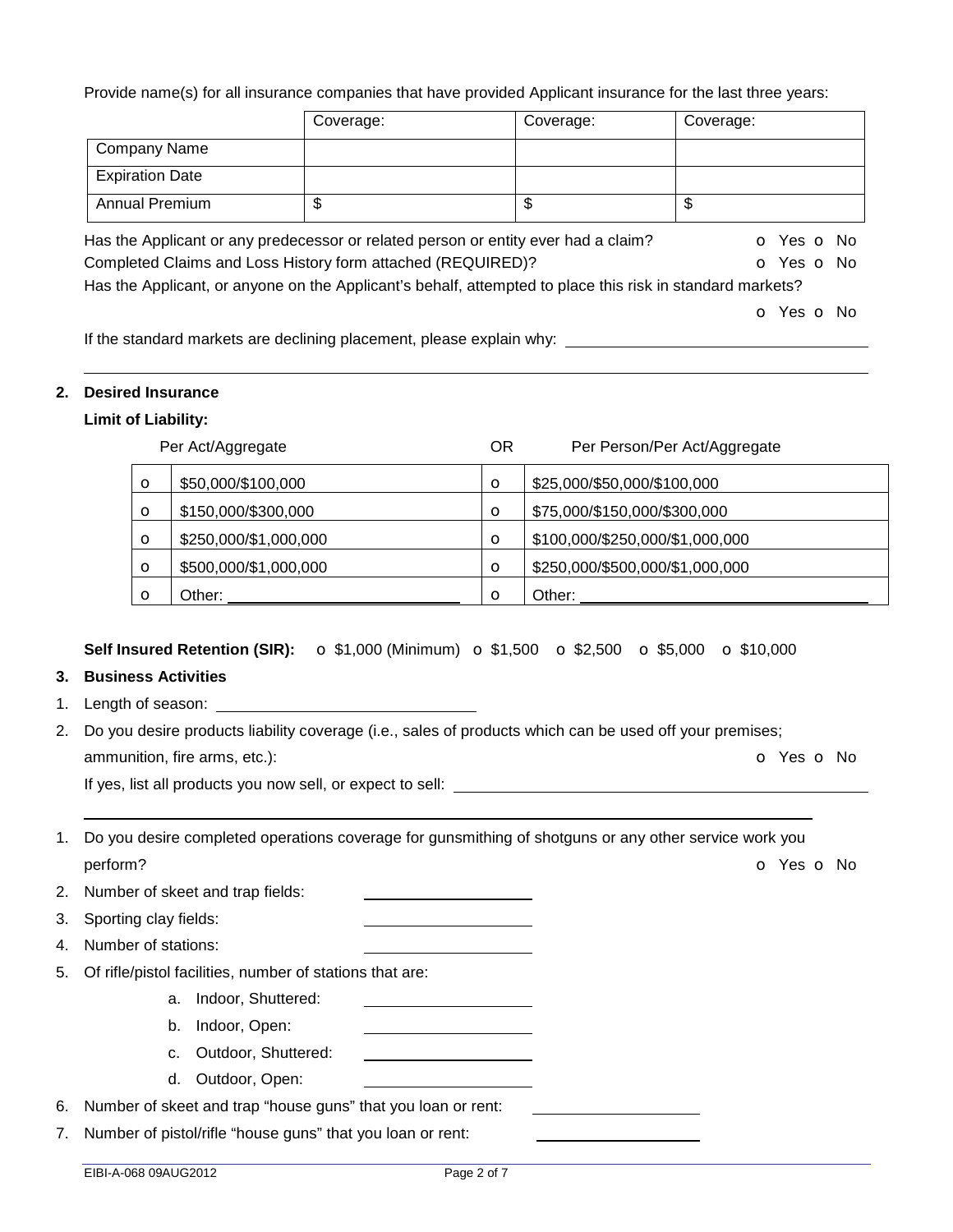Provide name(s) for all insurance companies that have provided Applicant insurance for the last three years:

| | Coverage: | Coverage: | Coverage: |
|---|---|---|---|
| Company Name | | | |
| Expiration Date | | | |
| Annual Premium | $ | $ | $ |

Has the Applicant or any predecessor or related person or entity ever had a claim? o Yes o No

Completed Claims and Loss History form attached (REQUIRED)? o Yes o No

Has the Applicant, or anyone on the Applicant's behalf, attempted to place this risk in standard markets? o Yes o No

If the standard markets are declining placement, please explain why: ______________________________

______________________________________________________________________________

## 2. Desired Insurance

**Limit of Liability:**

| | Per Act/Aggregate | OR | Per Person/Per Act/Aggregate |
|---|---|---|---|
| o | \$50,000/\$100,000 | o | \$25,000/\$50,000/\$100,000 |
| o | \$150,000/\$300,000 | o | \$75,000/\$150,000/\$300,000 |
| o | \$250,000/\$1,000,000 | o | \$100,000/\$250,000/\$1,000,000 |
| o | \$500,000/\$1,000,000 | o | \$250,000/\$500,000/\$1,000,000 |
| o | Other: ____________ | o | Other: ____________ |

**Self Insured Retention (SIR):** o \$1,000 (Minimum) o \$1,500 o \$2,500 o \$5,000 o \$10,000

## 3. Business Activities

1. Length of season: ____________________
2. Do you desire products liability coverage (i.e., sales of products which can be used off your premises; ammunition, fire arms, etc.): o Yes o No

   If yes, list all products you now sell, or expect to sell: ______________________________

   ______________________________________________________________________________

1. Do you desire completed operations coverage for gunsmithing of shotguns or any other service work you perform? o Yes o No
2. Number of skeet and trap fields: ____________
3. Sporting clay fields: ____________
4. Number of stations: ____________
5. Of rifle/pistol facilities, number of stations that are:
   a. Indoor, Shuttered: ____________
   b. Indoor, Open: ____________
   c. Outdoor, Shuttered: ____________
   d. Outdoor, Open: ____________
6. Number of skeet and trap "house guns" that you loan or rent: ____________
7. Number of pistol/rifle "house guns" that you loan or rent: ____________

EIBI-A-068 09AUG2012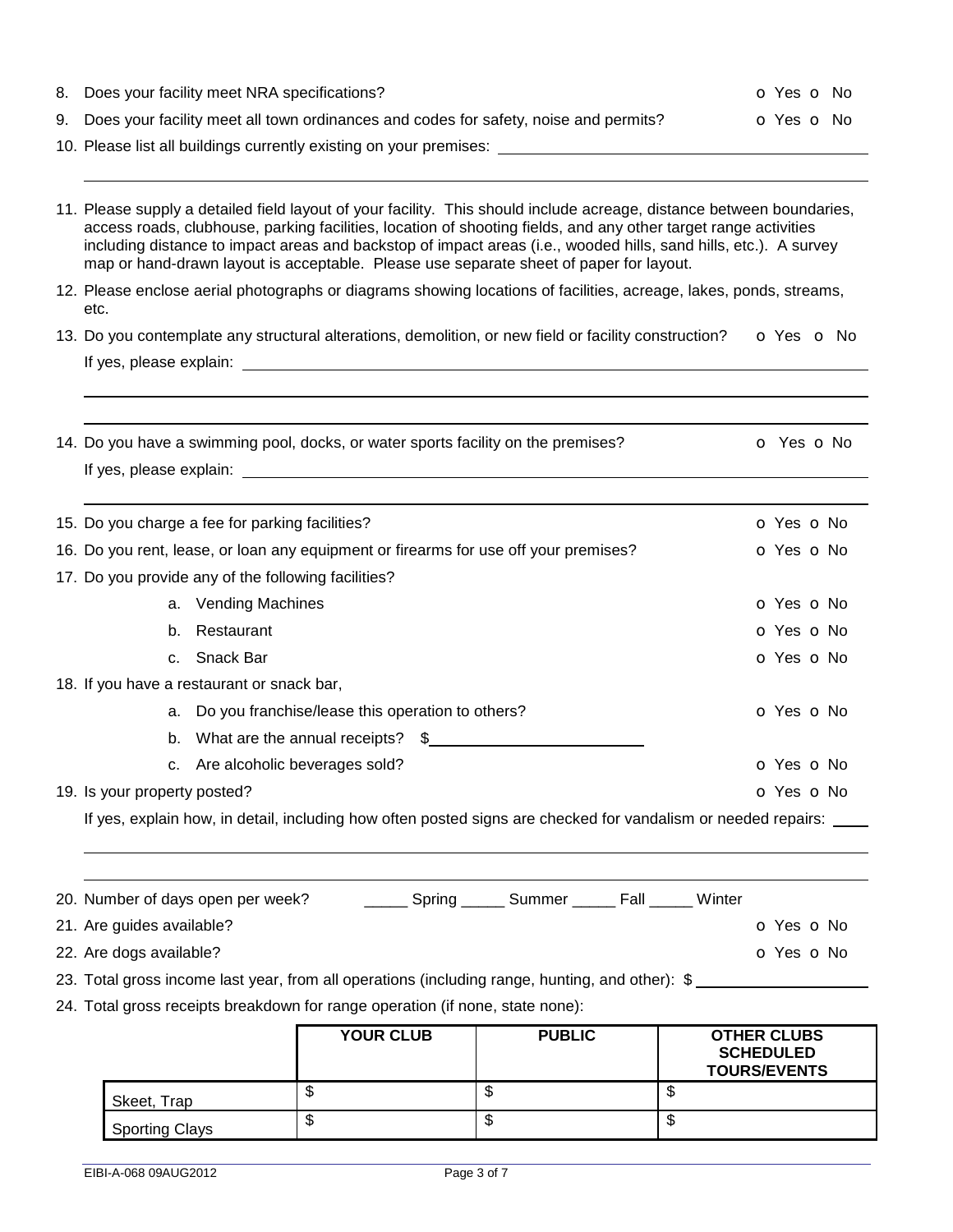8. Does your facility meet NRA specifications? o Yes o No
9. Does your facility meet all town ordinances and codes for safety, noise and permits? o Yes o No
10. Please list all buildings currently existing on your premises: ______________________________

______________________________________________________________________________

11. Please supply a detailed field layout of your facility. This should include acreage, distance between boundaries, access roads, clubhouse, parking facilities, location of shooting fields, and any other target range activities including distance to impact areas and backstop of impact areas (i.e., wooded hills, sand hills, etc.). A survey map or hand-drawn layout is acceptable. Please use separate sheet of paper for layout.
12. Please enclose aerial photographs or diagrams showing locations of facilities, acreage, lakes, ponds, streams, etc.
13. Do you contemplate any structural alterations, demolition, or new field or facility construction? o Yes o No

    If yes, please explain: ______________________________

    ______________________________________________________________________________

    ______________________________________________________________________________

14. Do you have a swimming pool, docks, or water sports facility on the premises? o Yes o No

    If yes, please explain: ______________________________

    ______________________________________________________________________________

15. Do you charge a fee for parking facilities? o Yes o No
16. Do you rent, lease, or loan any equipment or firearms for use off your premises? o Yes o No
17. Do you provide any of the following facilities?
    a. Vending Machines o Yes o No
    b. Restaurant o Yes o No
    c. Snack Bar o Yes o No
18. If you have a restaurant or snack bar,
    a. Do you franchise/lease this operation to others? o Yes o No
    b. What are the annual receipts? $______________
    c. Are alcoholic beverages sold? o Yes o No
19. Is your property posted? o Yes o No

    If yes, explain how, in detail, including how often posted signs are checked for vandalism or needed repairs: ____

    ______________________________________________________________________________

    ______________________________________________________________________________

20. Number of days open per week? _____ Spring _____ Summer _____ Fall _____ Winter
21. Are guides available? o Yes o No
22. Are dogs available? o Yes o No
23. Total gross income last year, from all operations (including range, hunting, and other): $______________
24. Total gross receipts breakdown for range operation (if none, state none):

| | YOUR CLUB | PUBLIC | OTHER CLUBS SCHEDULED TOURS/EVENTS |
|---|---|---|---|
| Skeet, Trap | $ | $ | $ |
| Sporting Clays | $ | $ | $ |

EIBI-A-068 09AUG2012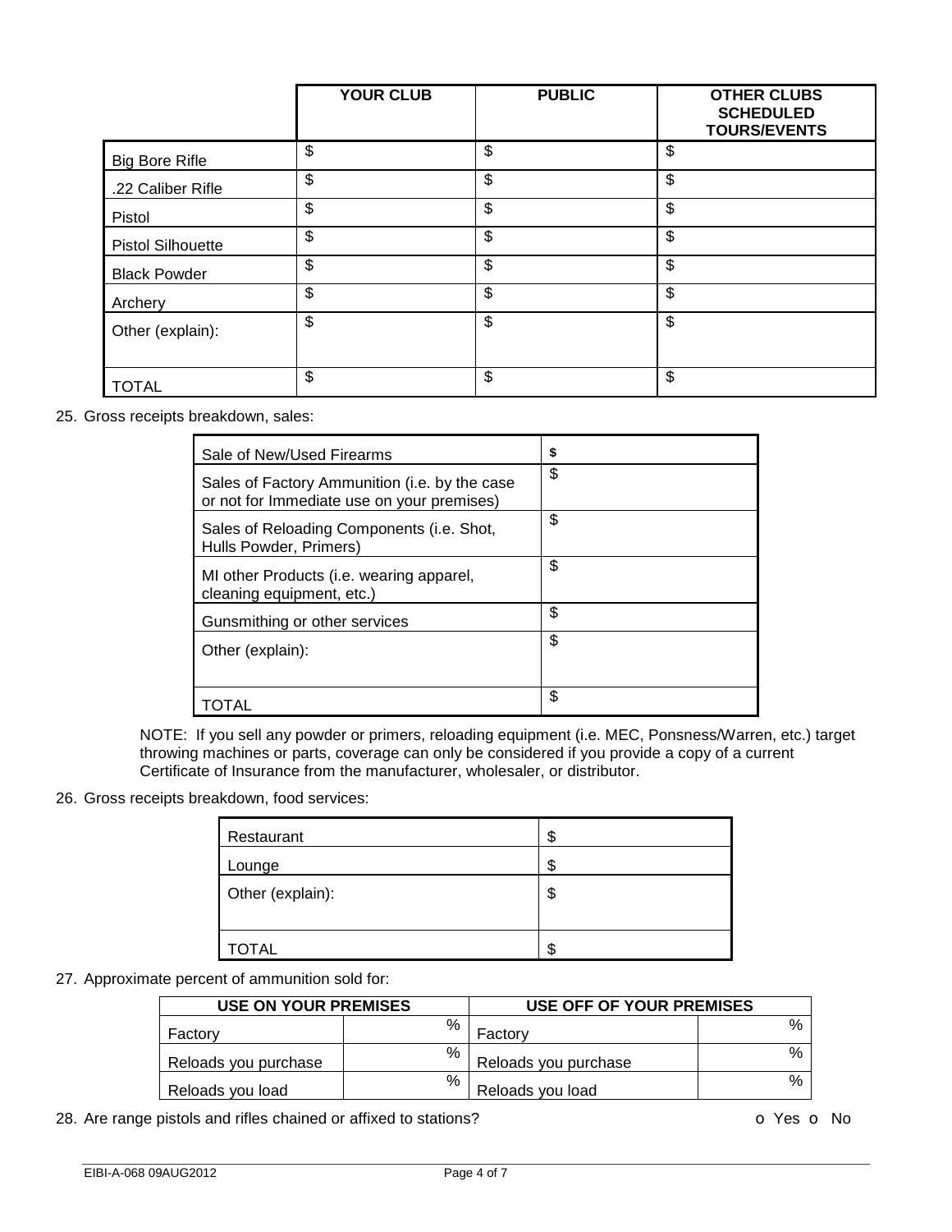| | YOUR CLUB | PUBLIC | OTHER CLUBS SCHEDULED TOURS/EVENTS |
|---|---|---|---|
| Big Bore Rifle | $ | $ | $ |
| .22 Caliber Rifle | $ | $ | $ |
| Pistol | $ | $ | $ |
| Pistol Silhouette | $ | $ | $ |
| Black Powder | $ | $ | $ |
| Archery | $ | $ | $ |
| Other (explain): | $ | $ | $ |
| TOTAL | $ | $ | $ |

25. Gross receipts breakdown, sales:

| | |
|---|---|
| Sale of New/Used Firearms | $ |
| Sales of Factory Ammunition (i.e. by the case or not for Immediate use on your premises) | $ |
| Sales of Reloading Components (i.e. Shot, Hulls Powder, Primers) | $ |
| MI other Products (i.e. wearing apparel, cleaning equipment, etc.) | $ |
| Gunsmithing or other services | $ |
| Other (explain): | $ |
| TOTAL | $ |

NOTE: If you sell any powder or primers, reloading equipment (i.e. MEC, Ponsness/Warren, etc.) target throwing machines or parts, coverage can only be considered if you provide a copy of a current Certificate of Insurance from the manufacturer, wholesaler, or distributor.

26. Gross receipts breakdown, food services:

| | |
|---|---|
| Restaurant | $ |
| Lounge | $ |
| Other (explain): | $ |
| TOTAL | $ |

27. Approximate percent of ammunition sold for:

| USE ON YOUR PREMISES | | USE OFF OF YOUR PREMISES | |
|---|---|---|---|
| Factory | % | Factory | % |
| Reloads you purchase | % | Reloads you purchase | % |
| Reloads you load | % | Reloads you load | % |

28. Are range pistols and rifles chained or affixed to stations? o Yes o No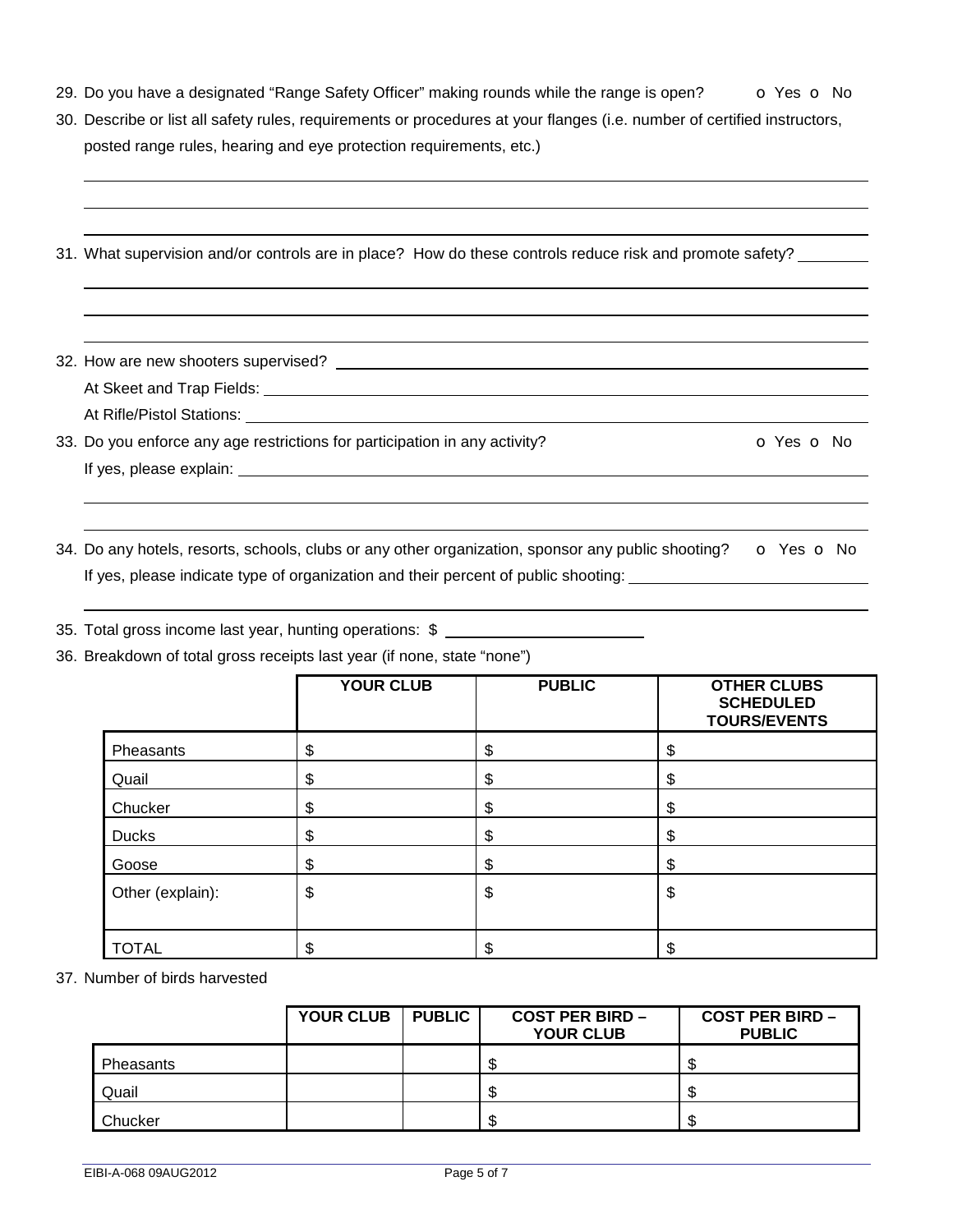29. Do you have a designated “Range Safety Officer” making rounds while the range is open? o Yes o No

30. Describe or list all safety rules, requirements or procedures at your flanges (i.e. number of certified instructors, posted range rules, hearing and eye protection requirements, etc.)

31. What supervision and/or controls are in place? How do these controls reduce risk and promote safety?

32. How are new shooters supervised?

    At Skeet and Trap Fields:

    At Rifle/Pistol Stations:

33. Do you enforce any age restrictions for participation in any activity? o Yes o No

    If yes, please explain:

34. Do any hotels, resorts, schools, clubs or any other organization, sponsor any public shooting? o Yes o No

    If yes, please indicate type of organization and their percent of public shooting:

35. Total gross income last year, hunting operations: $

36. Breakdown of total gross receipts last year (if none, state “none”)

| | **YOUR CLUB** | **PUBLIC** | **OTHER CLUBS SCHEDULED TOURS/EVENTS** |
|---|---|---|---|
| Pheasants | $ | $ | $ |
| Quail | $ | $ | $ |
| Chucker | $ | $ | $ |
| Ducks | $ | $ | $ |
| Goose | $ | $ | $ |
| Other (explain): | $ | $ | $ |
| TOTAL | $ | $ | $ |

37. Number of birds harvested

| | **YOUR CLUB** | **PUBLIC** | **COST PER BIRD – YOUR CLUB** | **COST PER BIRD – PUBLIC** |
|---|---|---|---|---|
| Pheasants | | | $ | $ |
| Quail | | | $ | $ |
| Chucker | | | $ | $ |

EIBI-A-068 09AUG2012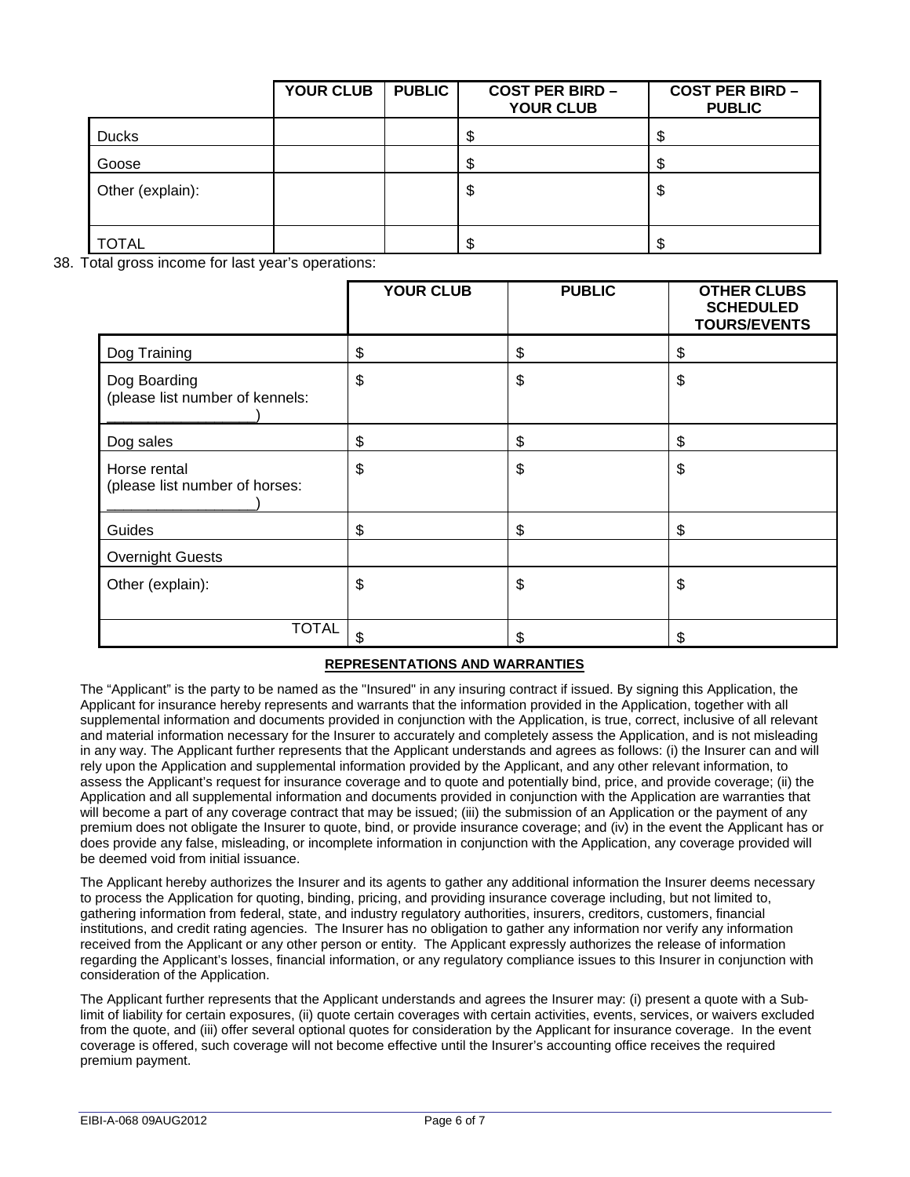| | YOUR CLUB | PUBLIC | COST PER BIRD – YOUR CLUB | COST PER BIRD – PUBLIC |
|---|---|---|---|---|
| Ducks | | | $ | $ |
| Goose | | | $ | $ |
| Other (explain): | | | $ | $ |
| TOTAL | | | $ | $ |

38. Total gross income for last year's operations:

| | YOUR CLUB | PUBLIC | OTHER CLUBS SCHEDULED TOURS/EVENTS |
|---|---|---|---|
| Dog Training | $ | $ | $ |
| Dog Boarding (please list number of kennels: __________________) | $ | $ | $ |
| Dog sales | $ | $ | $ |
| Horse rental (please list number of horses: __________________) | $ | $ | $ |
| Guides | $ | $ | $ |
| Overnight Guests | | | |
| Other (explain): | $ | $ | $ |
| TOTAL | $ | $ | $ |

**REPRESENTATIONS AND WARRANTIES**

The "Applicant" is the party to be named as the "Insured" in any insuring contract if issued. By signing this Application, the Applicant for insurance hereby represents and warrants that the information provided in the Application, together with all supplemental information and documents provided in conjunction with the Application, is true, correct, inclusive of all relevant and material information necessary for the Insurer to accurately and completely assess the Application, and is not misleading in any way. The Applicant further represents that the Applicant understands and agrees as follows: (i) the Insurer can and will rely upon the Application and supplemental information provided by the Applicant, and any other relevant information, to assess the Applicant's request for insurance coverage and to quote and potentially bind, price, and provide coverage; (ii) the Application and all supplemental information and documents provided in conjunction with the Application are warranties that will become a part of any coverage contract that may be issued; (iii) the submission of an Application or the payment of any premium does not obligate the Insurer to quote, bind, or provide insurance coverage; and (iv) in the event the Applicant has or does provide any false, misleading, or incomplete information in conjunction with the Application, any coverage provided will be deemed void from initial issuance.

The Applicant hereby authorizes the Insurer and its agents to gather any additional information the Insurer deems necessary to process the Application for quoting, binding, pricing, and providing insurance coverage including, but not limited to, gathering information from federal, state, and industry regulatory authorities, insurers, creditors, customers, financial institutions, and credit rating agencies. The Insurer has no obligation to gather any information nor verify any information received from the Applicant or any other person or entity. The Applicant expressly authorizes the release of information regarding the Applicant's losses, financial information, or any regulatory compliance issues to this Insurer in conjunction with consideration of the Application.

The Applicant further represents that the Applicant understands and agrees the Insurer may: (i) present a quote with a Sub-limit of liability for certain exposures, (ii) quote certain coverages with certain activities, events, services, or waivers excluded from the quote, and (iii) offer several optional quotes for consideration by the Applicant for insurance coverage. In the event coverage is offered, such coverage will not become effective until the Insurer's accounting office receives the required premium payment.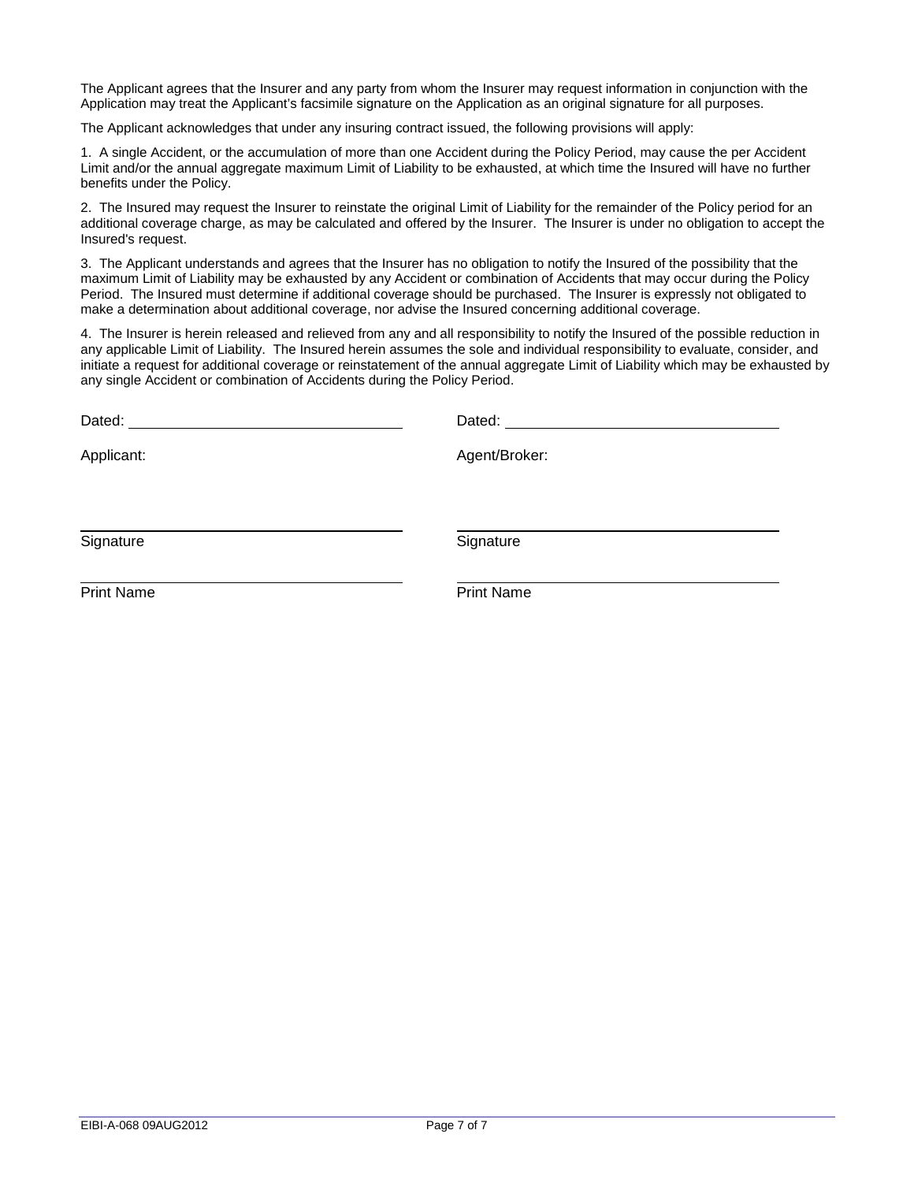The Applicant agrees that the Insurer and any party from whom the Insurer may request information in conjunction with the Application may treat the Applicant's facsimile signature on the Application as an original signature for all purposes.

The Applicant acknowledges that under any insuring contract issued, the following provisions will apply:

1. A single Accident, or the accumulation of more than one Accident during the Policy Period, may cause the per Accident Limit and/or the annual aggregate maximum Limit of Liability to be exhausted, at which time the Insured will have no further benefits under the Policy.

2. The Insured may request the Insurer to reinstate the original Limit of Liability for the remainder of the Policy period for an additional coverage charge, as may be calculated and offered by the Insurer. The Insurer is under no obligation to accept the Insured's request.

3. The Applicant understands and agrees that the Insurer has no obligation to notify the Insured of the possibility that the maximum Limit of Liability may be exhausted by any Accident or combination of Accidents that may occur during the Policy Period. The Insured must determine if additional coverage should be purchased. The Insurer is expressly not obligated to make a determination about additional coverage, nor advise the Insured concerning additional coverage.

4. The Insurer is herein released and relieved from any and all responsibility to notify the Insured of the possible reduction in any applicable Limit of Liability. The Insured herein assumes the sole and individual responsibility to evaluate, consider, and initiate a request for additional coverage or reinstatement of the annual aggregate Limit of Liability which may be exhausted by any single Accident or combination of Accidents during the Policy Period.

Dated: ______________________________

Applicant:

______________________________
Signature

______________________________
Print Name

Dated: ______________________________

Agent/Broker:

______________________________
Signature

______________________________
Print Name

EIBI-A-068 09AUG2012